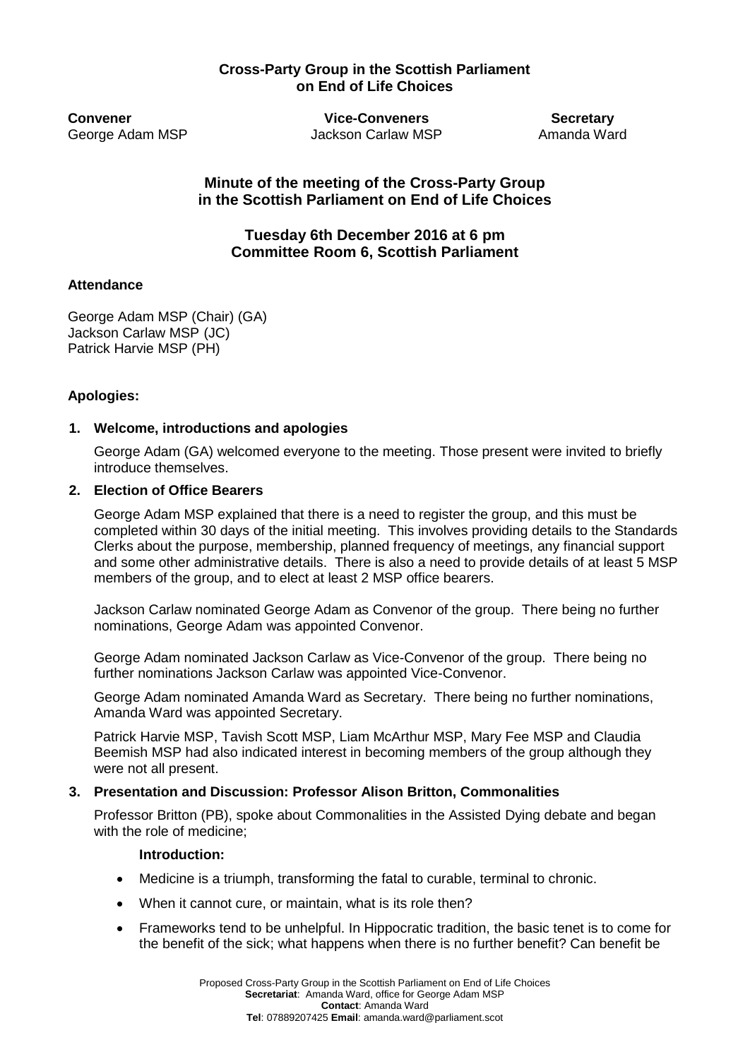**Cross-Party Group in the Scottish Parliament on End of Life Choices**

| **Convener** | **Vice-Conveners** | **Secretary** |
|---|---|---|
| George Adam MSP | Jackson Carlaw MSP | Amanda Ward |

## Minute of the meeting of the Cross-Party Group in the Scottish Parliament on End of Life Choices

### Tuesday 6th December 2016 at 6 pm
### Committee Room 6, Scottish Parliament

**Attendance**

George Adam MSP (Chair) (GA)
Jackson Carlaw MSP (JC)
Patrick Harvie MSP (PH)

**Apologies:**

1. **Welcome, introductions and apologies**

   George Adam (GA) welcomed everyone to the meeting. Those present were invited to briefly introduce themselves.

2. **Election of Office Bearers**

   George Adam MSP explained that there is a need to register the group, and this must be completed within 30 days of the initial meeting. This involves providing details to the Standards Clerks about the purpose, membership, planned frequency of meetings, any financial support and some other administrative details. There is also a need to provide details of at least 5 MSP members of the group, and to elect at least 2 MSP office bearers.

   Jackson Carlaw nominated George Adam as Convenor of the group. There being no further nominations, George Adam was appointed Convenor.

   George Adam nominated Jackson Carlaw as Vice-Convenor of the group. There being no further nominations Jackson Carlaw was appointed Vice-Convenor.

   George Adam nominated Amanda Ward as Secretary. There being no further nominations, Amanda Ward was appointed Secretary.

   Patrick Harvie MSP, Tavish Scott MSP, Liam McArthur MSP, Mary Fee MSP and Claudia Beemish MSP had also indicated interest in becoming members of the group although they were not all present.

3. **Presentation and Discussion: Professor Alison Britton, Commonalities**

   Professor Britton (PB), spoke about Commonalities in the Assisted Dying debate and began with the role of medicine;

   **Introduction:**

   - Medicine is a triumph, transforming the fatal to curable, terminal to chronic.
   - When it cannot cure, or maintain, what is its role then?
   - Frameworks tend to be unhelpful. In Hippocratic tradition, the basic tenet is to come for the benefit of the sick; what happens when there is no further benefit? Can benefit be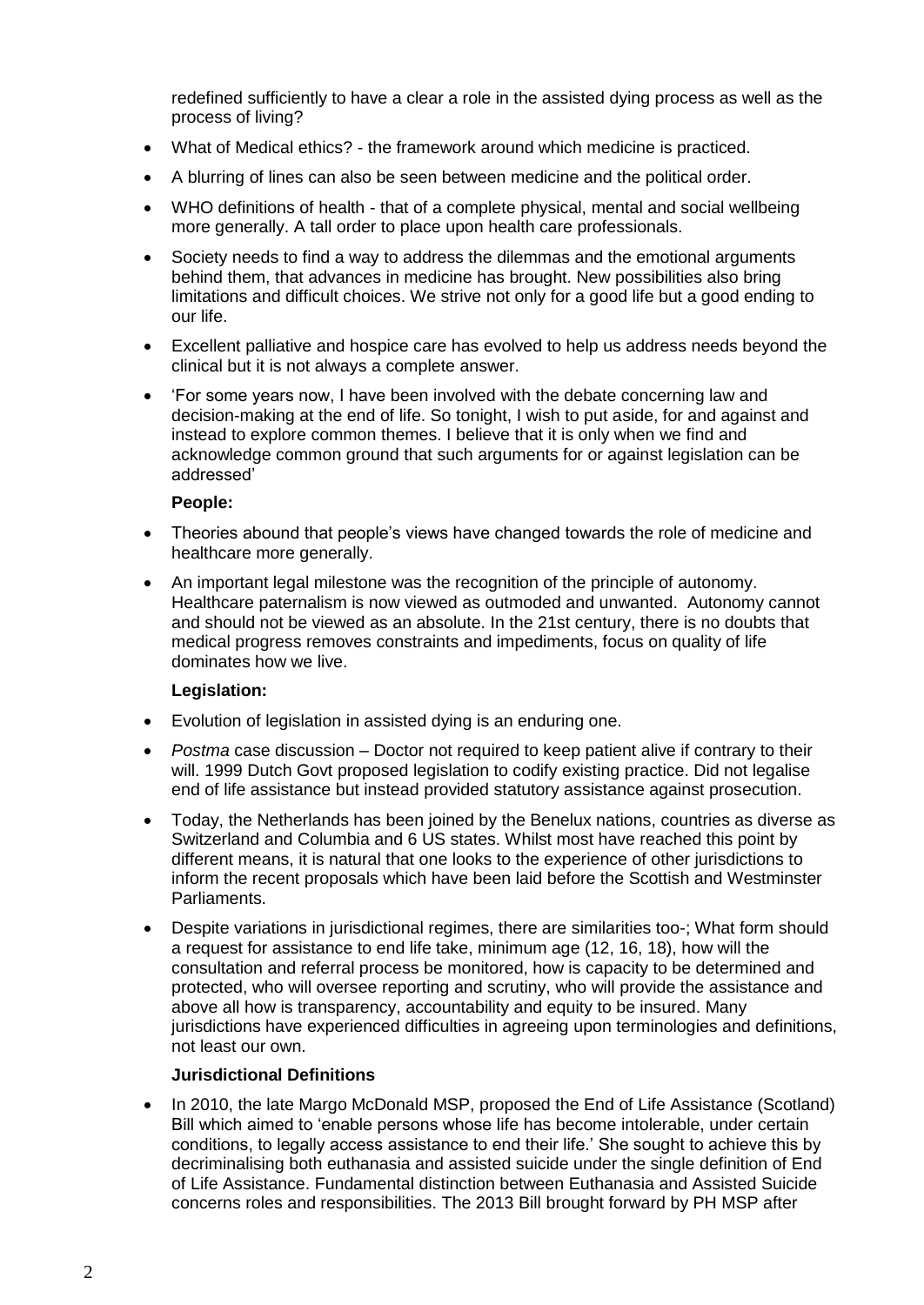redefined sufficiently to have a clear a role in the assisted dying process as well as the process of living?

- What of Medical ethics? - the framework around which medicine is practiced.
- A blurring of lines can also be seen between medicine and the political order.
- WHO definitions of health - that of a complete physical, mental and social wellbeing more generally. A tall order to place upon health care professionals.
- Society needs to find a way to address the dilemmas and the emotional arguments behind them, that advances in medicine has brought. New possibilities also bring limitations and difficult choices. We strive not only for a good life but a good ending to our life.
- Excellent palliative and hospice care has evolved to help us address needs beyond the clinical but it is not always a complete answer.
- 'For some years now, I have been involved with the debate concerning law and decision-making at the end of life. So tonight, I wish to put aside, for and against and instead to explore common themes. I believe that it is only when we find and acknowledge common ground that such arguments for or against legislation can be addressed'

**People:**

- Theories abound that people's views have changed towards the role of medicine and healthcare more generally.
- An important legal milestone was the recognition of the principle of autonomy. Healthcare paternalism is now viewed as outmoded and unwanted. Autonomy cannot and should not be viewed as an absolute. In the 21st century, there is no doubts that medical progress removes constraints and impediments, focus on quality of life dominates how we live.

**Legislation:**

- Evolution of legislation in assisted dying is an enduring one.
- *Postma* case discussion – Doctor not required to keep patient alive if contrary to their will. 1999 Dutch Govt proposed legislation to codify existing practice. Did not legalise end of life assistance but instead provided statutory assistance against prosecution.
- Today, the Netherlands has been joined by the Benelux nations, countries as diverse as Switzerland and Columbia and 6 US states. Whilst most have reached this point by different means, it is natural that one looks to the experience of other jurisdictions to inform the recent proposals which have been laid before the Scottish and Westminster Parliaments.
- Despite variations in jurisdictional regimes, there are similarities too-; What form should a request for assistance to end life take, minimum age (12, 16, 18), how will the consultation and referral process be monitored, how is capacity to be determined and protected, who will oversee reporting and scrutiny, who will provide the assistance and above all how is transparency, accountability and equity to be insured. Many jurisdictions have experienced difficulties in agreeing upon terminologies and definitions, not least our own.

**Jurisdictional Definitions**

- In 2010, the late Margo McDonald MSP, proposed the End of Life Assistance (Scotland) Bill which aimed to 'enable persons whose life has become intolerable, under certain conditions, to legally access assistance to end their life.' She sought to achieve this by decriminalising both euthanasia and assisted suicide under the single definition of End of Life Assistance. Fundamental distinction between Euthanasia and Assisted Suicide concerns roles and responsibilities. The 2013 Bill brought forward by PH MSP after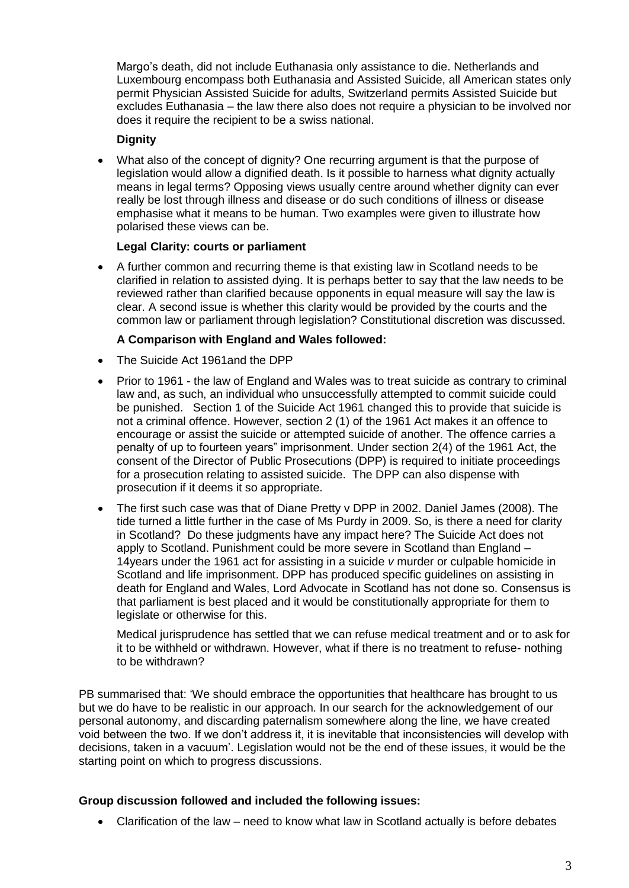Margo's death, did not include Euthanasia only assistance to die. Netherlands and Luxembourg encompass both Euthanasia and Assisted Suicide, all American states only permit Physician Assisted Suicide for adults, Switzerland permits Assisted Suicide but excludes Euthanasia – the law there also does not require a physician to be involved nor does it require the recipient to be a swiss national.

**Dignity**

- What also of the concept of dignity? One recurring argument is that the purpose of legislation would allow a dignified death. Is it possible to harness what dignity actually means in legal terms? Opposing views usually centre around whether dignity can ever really be lost through illness and disease or do such conditions of illness or disease emphasise what it means to be human. Two examples were given to illustrate how polarised these views can be.

**Legal Clarity: courts or parliament**

- A further common and recurring theme is that existing law in Scotland needs to be clarified in relation to assisted dying. It is perhaps better to say that the law needs to be reviewed rather than clarified because opponents in equal measure will say the law is clear. A second issue is whether this clarity would be provided by the courts and the common law or parliament through legislation? Constitutional discretion was discussed.

**A Comparison with England and Wales followed:**

- The Suicide Act 1961and the DPP
- Prior to 1961 - the law of England and Wales was to treat suicide as contrary to criminal law and, as such, an individual who unsuccessfully attempted to commit suicide could be punished. Section 1 of the Suicide Act 1961 changed this to provide that suicide is not a criminal offence. However, section 2 (1) of the 1961 Act makes it an offence to encourage or assist the suicide or attempted suicide of another. The offence carries a penalty of up to fourteen years" imprisonment. Under section 2(4) of the 1961 Act, the consent of the Director of Public Prosecutions (DPP) is required to initiate proceedings for a prosecution relating to assisted suicide. The DPP can also dispense with prosecution if it deems it so appropriate.
- The first such case was that of Diane Pretty v DPP in 2002. Daniel James (2008). The tide turned a little further in the case of Ms Purdy in 2009. So, is there a need for clarity in Scotland? Do these judgments have any impact here? The Suicide Act does not apply to Scotland. Punishment could be more severe in Scotland than England – 14years under the 1961 act for assisting in a suicide *v* murder or culpable homicide in Scotland and life imprisonment. DPP has produced specific guidelines on assisting in death for England and Wales, Lord Advocate in Scotland has not done so. Consensus is that parliament is best placed and it would be constitutionally appropriate for them to legislate or otherwise for this.

  Medical jurisprudence has settled that we can refuse medical treatment and or to ask for it to be withheld or withdrawn. However, what if there is no treatment to refuse- nothing to be withdrawn?

PB summarised that: 'We should embrace the opportunities that healthcare has brought to us but we do have to be realistic in our approach. In our search for the acknowledgement of our personal autonomy, and discarding paternalism somewhere along the line, we have created void between the two. If we don't address it, it is inevitable that inconsistencies will develop with decisions, taken in a vacuum'. Legislation would not be the end of these issues, it would be the starting point on which to progress discussions.

**Group discussion followed and included the following issues:**

- Clarification of the law – need to know what law in Scotland actually is before debates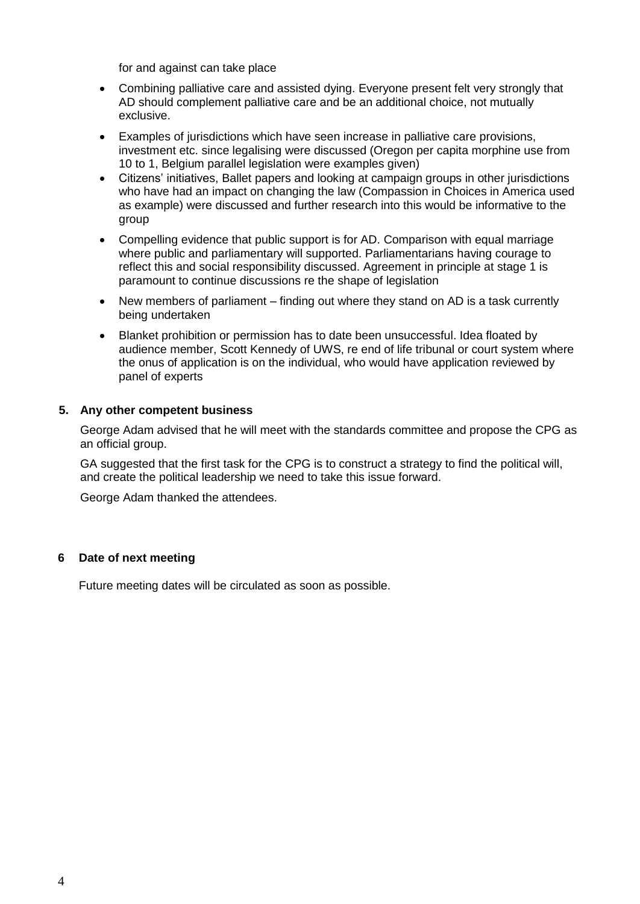for and against can take place

- Combining palliative care and assisted dying. Everyone present felt very strongly that AD should complement palliative care and be an additional choice, not mutually exclusive.
- Examples of jurisdictions which have seen increase in palliative care provisions, investment etc. since legalising were discussed (Oregon per capita morphine use from 10 to 1, Belgium parallel legislation were examples given)
- Citizens' initiatives, Ballet papers and looking at campaign groups in other jurisdictions who have had an impact on changing the law (Compassion in Choices in America used as example) were discussed and further research into this would be informative to the group
- Compelling evidence that public support is for AD. Comparison with equal marriage where public and parliamentary will supported. Parliamentarians having courage to reflect this and social responsibility discussed. Agreement in principle at stage 1 is paramount to continue discussions re the shape of legislation
- New members of parliament – finding out where they stand on AD is a task currently being undertaken
- Blanket prohibition or permission has to date been unsuccessful. Idea floated by audience member, Scott Kennedy of UWS, re end of life tribunal or court system where the onus of application is on the individual, who would have application reviewed by panel of experts

**5. Any other competent business**

George Adam advised that he will meet with the standards committee and propose the CPG as an official group.

GA suggested that the first task for the CPG is to construct a strategy to find the political will, and create the political leadership we need to take this issue forward.

George Adam thanked the attendees.

**6 Date of next meeting**

Future meeting dates will be circulated as soon as possible.